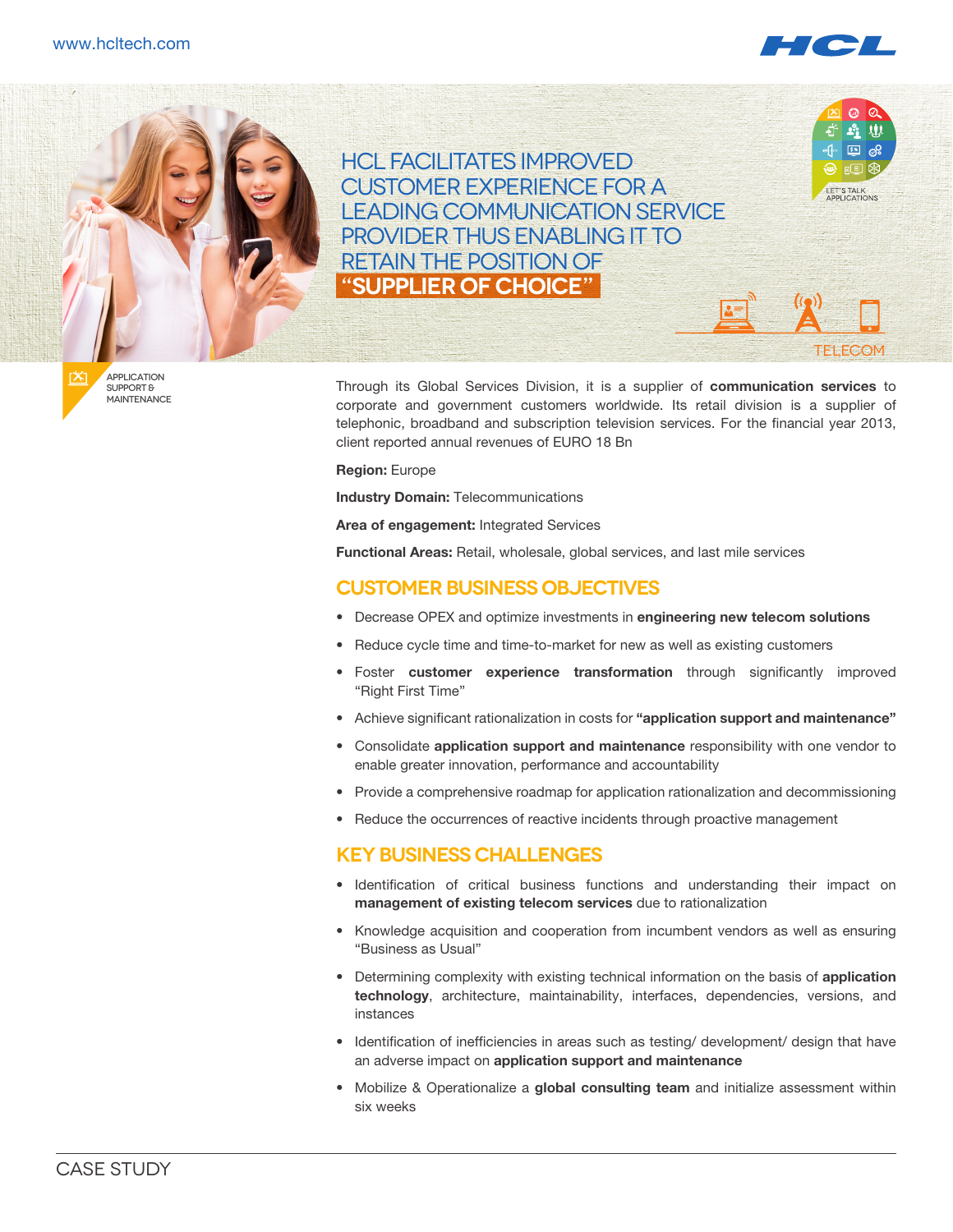# HCL FACILITATES IMPROVED CUSTOMER EXPERIENCE FOR A LEADING COMMUNICATION SERVICE PROVIDER THUS ENABLING IT TO RETAIN THE POSITION OF "SUPPLIER OF CHOICE"

APPLICATION SUPPORT & MAINTENANCE

TELECOM

Through its Global Services Division, it is a supplier of **communication services** to corporate and government customers worldwide. Its retail division is a supplier of telephonic, broadband and subscription television services. For the financial year 2013, client reported annual revenues of EURO 18 Bn

**Region:** Europe

**Industry Domain:** Telecommunications

**Area of engagement:** Integrated Services

**Functional Areas:** Retail, wholesale, global services, and last mile services

## CUSTOMER BUSINESS OBJECTIVES

- Decrease OPEX and optimize investments in **engineering new telecom solutions**
- Reduce cycle time and time-to-market for new as well as existing customers
- Foster **customer experience transformation** through significantly improved "Right First Time"
- Achieve significant rationalization in costs for **"application support and maintenance"**
- Consolidate **application support and maintenance** responsibility with one vendor to enable greater innovation, performance and accountability
- Provide a comprehensive roadmap for application rationalization and decommissioning
- Reduce the occurrences of reactive incidents through proactive management

## KEY BUSINESS CHALLENGES

- Identification of critical business functions and understanding their impact on **management of existing telecom services** due to rationalization
- Knowledge acquisition and cooperation from incumbent vendors as well as ensuring "Business as Usual"
- Determining complexity with existing technical information on the basis of **application technology**, architecture, maintainability, interfaces, dependencies, versions, and instances
- Identification of inefficiencies in areas such as testing/ development/ design that have an adverse impact on **application support and maintenance**
- Mobilize & Operationalize a **global consulting team** and initialize assessment within six weeks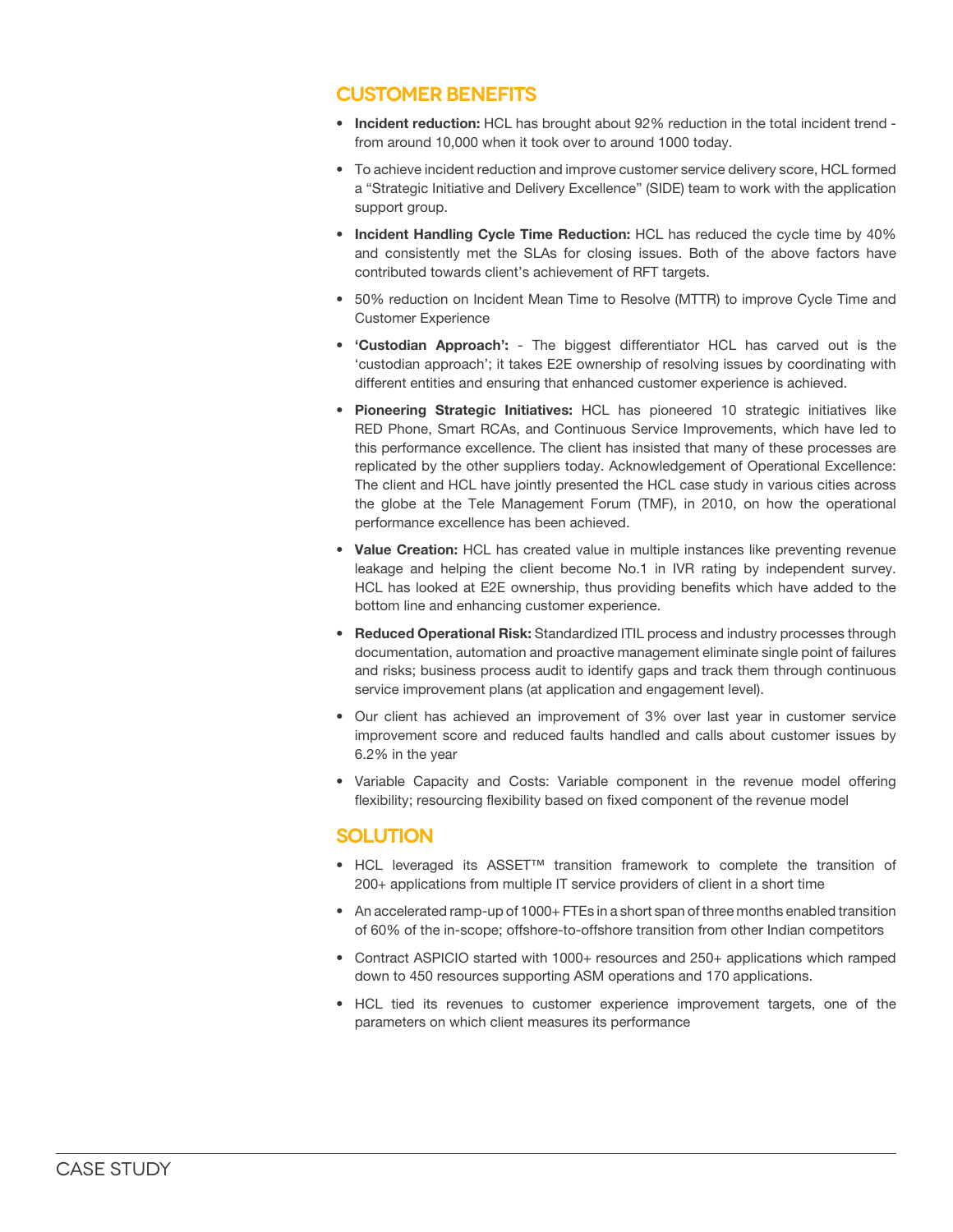## CUSTOMER BENEFITS

- **Incident reduction:** HCL has brought about 92% reduction in the total incident trend - from around 10,000 when it took over to around 1000 today.
- To achieve incident reduction and improve customer service delivery score, HCL formed a "Strategic Initiative and Delivery Excellence" (SIDE) team to work with the application support group.
- **Incident Handling Cycle Time Reduction:** HCL has reduced the cycle time by 40% and consistently met the SLAs for closing issues. Both of the above factors have contributed towards client's achievement of RFT targets.
- 50% reduction on Incident Mean Time to Resolve (MTTR) to improve Cycle Time and Customer Experience
- **'Custodian Approach':** - The biggest differentiator HCL has carved out is the 'custodian approach'; it takes E2E ownership of resolving issues by coordinating with different entities and ensuring that enhanced customer experience is achieved.
- **Pioneering Strategic Initiatives:** HCL has pioneered 10 strategic initiatives like RED Phone, Smart RCAs, and Continuous Service Improvements, which have led to this performance excellence. The client has insisted that many of these processes are replicated by the other suppliers today. Acknowledgement of Operational Excellence: The client and HCL have jointly presented the HCL case study in various cities across the globe at the Tele Management Forum (TMF), in 2010, on how the operational performance excellence has been achieved.
- **Value Creation:** HCL has created value in multiple instances like preventing revenue leakage and helping the client become No.1 in IVR rating by independent survey. HCL has looked at E2E ownership, thus providing benefits which have added to the bottom line and enhancing customer experience.
- **Reduced Operational Risk:** Standardized ITIL process and industry processes through documentation, automation and proactive management eliminate single point of failures and risks; business process audit to identify gaps and track them through continuous service improvement plans (at application and engagement level).
- Our client has achieved an improvement of 3% over last year in customer service improvement score and reduced faults handled and calls about customer issues by 6.2% in the year
- Variable Capacity and Costs: Variable component in the revenue model offering flexibility; resourcing flexibility based on fixed component of the revenue model

## SOLUTION

- HCL leveraged its ASSET™ transition framework to complete the transition of 200+ applications from multiple IT service providers of client in a short time
- An accelerated ramp-up of 1000+ FTEs in a short span of three months enabled transition of 60% of the in-scope; offshore-to-offshore transition from other Indian competitors
- Contract ASPICIO started with 1000+ resources and 250+ applications which ramped down to 450 resources supporting ASM operations and 170 applications.
- HCL tied its revenues to customer experience improvement targets, one of the parameters on which client measures its performance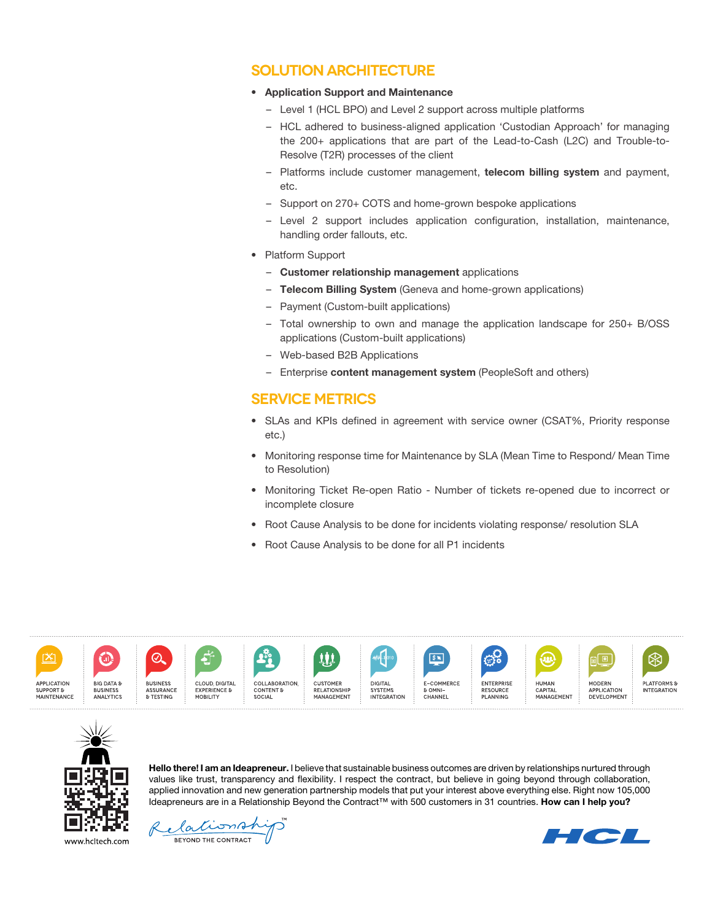## SOLUTION ARCHITECTURE

- **Application Support and Maintenance**
  - Level 1 (HCL BPO) and Level 2 support across multiple platforms
  - HCL adhered to business-aligned application 'Custodian Approach' for managing the 200+ applications that are part of the Lead-to-Cash (L2C) and Trouble-to-Resolve (T2R) processes of the client
  - Platforms include customer management, **telecom billing system** and payment, etc.
  - Support on 270+ COTS and home-grown bespoke applications
  - Level 2 support includes application configuration, installation, maintenance, handling order fallouts, etc.
- Platform Support
  - **Customer relationship management** applications
  - **Telecom Billing System** (Geneva and home-grown applications)
  - Payment (Custom-built applications)
  - Total ownership to own and manage the application landscape for 250+ B/OSS applications (Custom-built applications)
  - Web-based B2B Applications
  - Enterprise **content management system** (PeopleSoft and others)

## SERVICE METRICS

- SLAs and KPIs defined in agreement with service owner (CSAT%, Priority response etc.)
- Monitoring response time for Maintenance by SLA (Mean Time to Respond/ Mean Time to Resolution)
- Monitoring Ticket Re-open Ratio - Number of tickets re-opened due to incorrect or incomplete closure
- Root Cause Analysis to be done for incidents violating response/ resolution SLA
- Root Cause Analysis to be done for all P1 incidents

APPLICATION SUPPORT & MAINTENANCE | BIG DATA & BUSINESS ANALYTICS | BUSINESS ASSURANCE & TESTING | CLOUD, DIGITAL EXPERIENCE & MOBILITY | COLLABORATION, CONTENT & SOCIAL | CUSTOMER RELATIONSHIP MANAGEMENT | DIGITAL SYSTEMS INTEGRATION | E-COMMERCE & OMNI-CHANNEL | ENTERPRISE RESOURCE PLANNING | HUMAN CAPITAL MANAGEMENT | MODERN APPLICATION DEVELOPMENT | PLATFORMS & INTEGRATION

**Hello there! I am an Ideapreneur.** I believe that sustainable business outcomes are driven by relationships nurtured through values like trust, transparency and flexibility. I respect the contract, but believe in going beyond through collaboration, applied innovation and new generation partnership models that put your interest above everything else. Right now 105,000 Ideapreneurs are in a Relationship Beyond the Contract™ with 500 customers in 31 countries. **How can I help you?**

Relationship™ BEYOND THE CONTRACT

www.hcltech.com

HCL